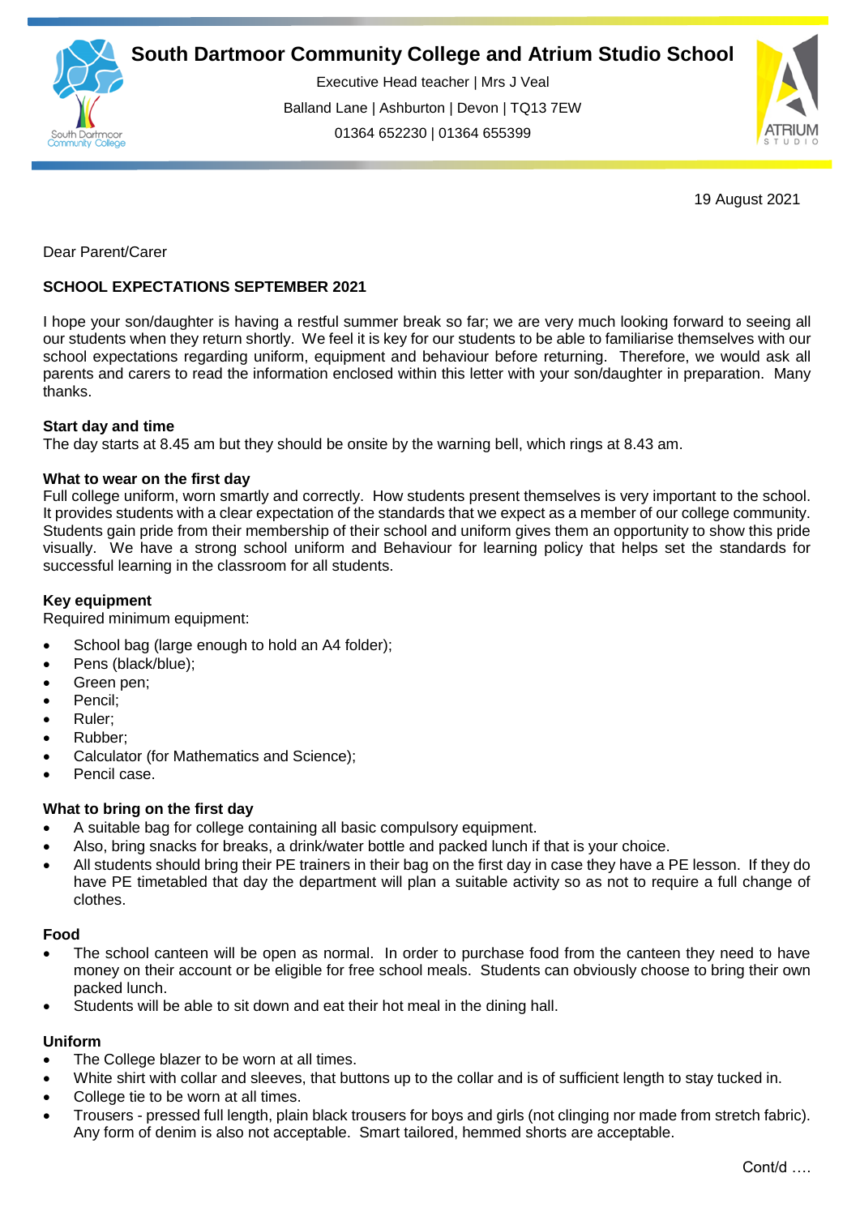# South Dartmoor Community College and Atrium Studio School

Executive Head teacher | Mrs J Veal

Balland Lane | Ashburton | Devon | TQ13 7EW

01364 652230 | 01364 655399

19 August 2021

Dear Parent/Carer

**SCHOOL EXPECTATIONS SEPTEMBER 2021**

I hope your son/daughter is having a restful summer break so far; we are very much looking forward to seeing all our students when they return shortly. We feel it is key for our students to be able to familiarise themselves with our school expectations regarding uniform, equipment and behaviour before returning. Therefore, we would ask all parents and carers to read the information enclosed within this letter with your son/daughter in preparation. Many thanks.

**Start day and time**

The day starts at 8.45 am but they should be onsite by the warning bell, which rings at 8.43 am.

**What to wear on the first day**

Full college uniform, worn smartly and correctly. How students present themselves is very important to the school. It provides students with a clear expectation of the standards that we expect as a member of our college community. Students gain pride from their membership of their school and uniform gives them an opportunity to show this pride visually. We have a strong school uniform and Behaviour for learning policy that helps set the standards for successful learning in the classroom for all students.

**Key equipment**

Required minimum equipment:

- School bag (large enough to hold an A4 folder);
- Pens (black/blue);
- Green pen;
- Pencil;
- Ruler;
- Rubber;
- Calculator (for Mathematics and Science);
- Pencil case.

**What to bring on the first day**

- A suitable bag for college containing all basic compulsory equipment.
- Also, bring snacks for breaks, a drink/water bottle and packed lunch if that is your choice.
- All students should bring their PE trainers in their bag on the first day in case they have a PE lesson. If they do have PE timetabled that day the department will plan a suitable activity so as not to require a full change of clothes.

**Food**

- The school canteen will be open as normal. In order to purchase food from the canteen they need to have money on their account or be eligible for free school meals. Students can obviously choose to bring their own packed lunch.
- Students will be able to sit down and eat their hot meal in the dining hall.

**Uniform**

- The College blazer to be worn at all times.
- White shirt with collar and sleeves, that buttons up to the collar and is of sufficient length to stay tucked in.
- College tie to be worn at all times.
- Trousers - pressed full length, plain black trousers for boys and girls (not clinging nor made from stretch fabric). Any form of denim is also not acceptable. Smart tailored, hemmed shorts are acceptable.

Cont/d ….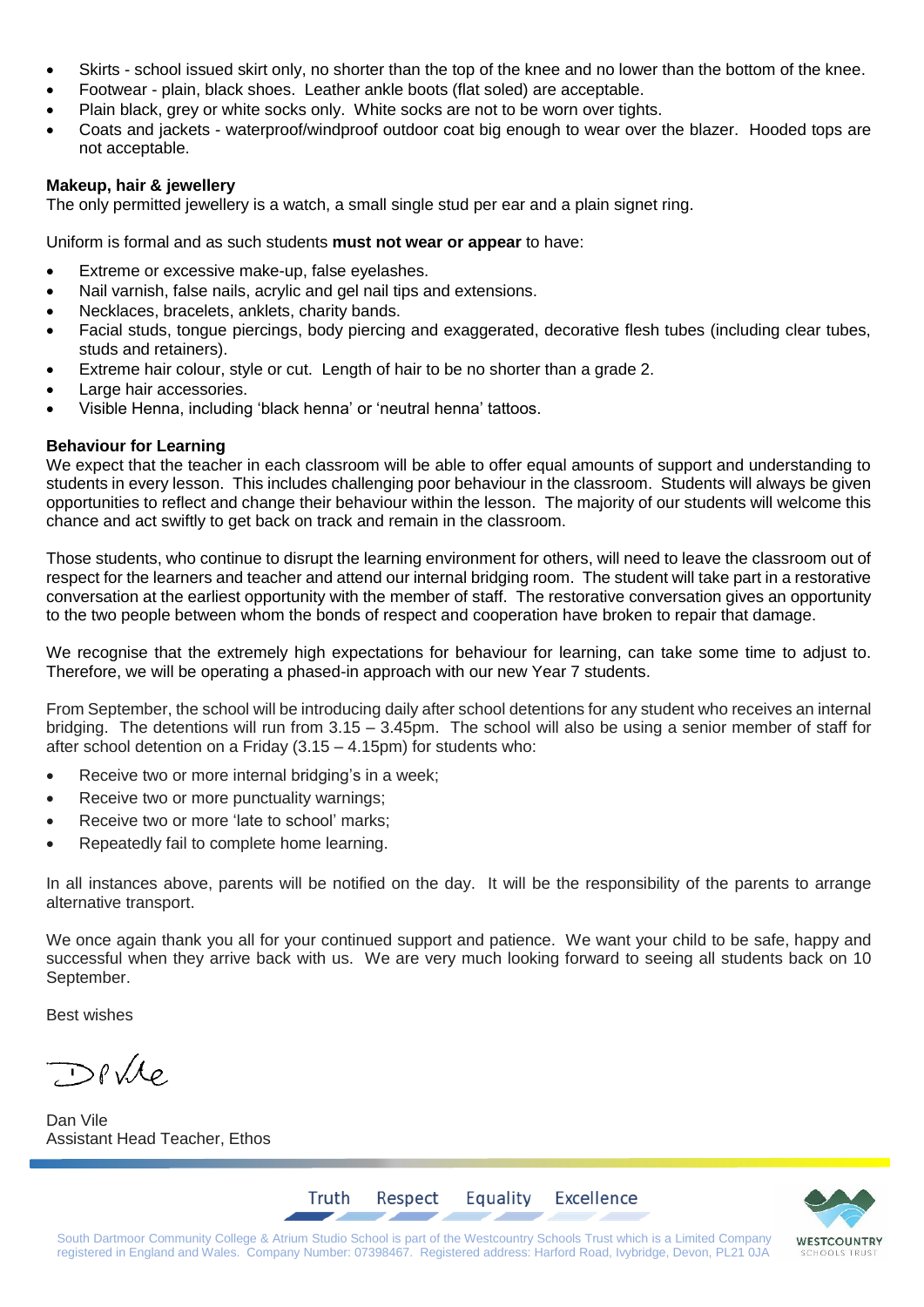- Skirts - school issued skirt only, no shorter than the top of the knee and no lower than the bottom of the knee.
- Footwear - plain, black shoes. Leather ankle boots (flat soled) are acceptable.
- Plain black, grey or white socks only. White socks are not to be worn over tights.
- Coats and jackets - waterproof/windproof outdoor coat big enough to wear over the blazer. Hooded tops are not acceptable.

**Makeup, hair & jewellery**

The only permitted jewellery is a watch, a small single stud per ear and a plain signet ring.

Uniform is formal and as such students **must not wear or appear** to have:

- Extreme or excessive make-up, false eyelashes.
- Nail varnish, false nails, acrylic and gel nail tips and extensions.
- Necklaces, bracelets, anklets, charity bands.
- Facial studs, tongue piercings, body piercing and exaggerated, decorative flesh tubes (including clear tubes, studs and retainers).
- Extreme hair colour, style or cut. Length of hair to be no shorter than a grade 2.
- Large hair accessories.
- Visible Henna, including 'black henna' or 'neutral henna' tattoos.

**Behaviour for Learning**

We expect that the teacher in each classroom will be able to offer equal amounts of support and understanding to students in every lesson. This includes challenging poor behaviour in the classroom. Students will always be given opportunities to reflect and change their behaviour within the lesson. The majority of our students will welcome this chance and act swiftly to get back on track and remain in the classroom.

Those students, who continue to disrupt the learning environment for others, will need to leave the classroom out of respect for the learners and teacher and attend our internal bridging room. The student will take part in a restorative conversation at the earliest opportunity with the member of staff. The restorative conversation gives an opportunity to the two people between whom the bonds of respect and cooperation have broken to repair that damage.

We recognise that the extremely high expectations for behaviour for learning, can take some time to adjust to. Therefore, we will be operating a phased-in approach with our new Year 7 students.

From September, the school will be introducing daily after school detentions for any student who receives an internal bridging. The detentions will run from 3.15 – 3.45pm. The school will also be using a senior member of staff for after school detention on a Friday (3.15 – 4.15pm) for students who:

- Receive two or more internal bridging's in a week;
- Receive two or more punctuality warnings;
- Receive two or more 'late to school' marks;
- Repeatedly fail to complete home learning.

In all instances above, parents will be notified on the day. It will be the responsibility of the parents to arrange alternative transport.

We once again thank you all for your continued support and patience. We want your child to be safe, happy and successful when they arrive back with us. We are very much looking forward to seeing all students back on 10 September.

Best wishes

Dan Vile
Assistant Head Teacher, Ethos

Truth Respect Equality Excellence

South Dartmoor Community College & Atrium Studio School is part of the Westcountry Schools Trust which is a Limited Company registered in England and Wales. Company Number: 07398467. Registered address: Harford Road, Ivybridge, Devon, PL21 0JA

WESTCOUNTRY SCHOOLS TRUST